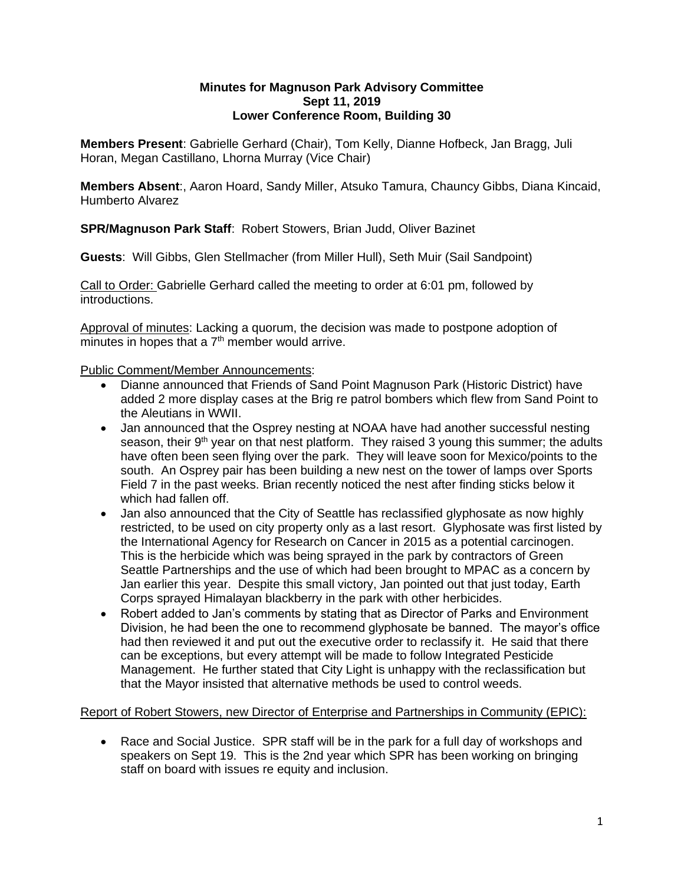**Minutes for Magnuson Park Advisory Committee**
**Sept 11, 2019**
**Lower Conference Room, Building 30**

**Members Present**: Gabrielle Gerhard (Chair), Tom Kelly, Dianne Hofbeck, Jan Bragg, Juli Horan, Megan Castillano, Lhorna Murray (Vice Chair)

**Members Absent**:, Aaron Hoard, Sandy Miller, Atsuko Tamura, Chauncy Gibbs, Diana Kincaid, Humberto Alvarez

**SPR/Magnuson Park Staff**: Robert Stowers, Brian Judd, Oliver Bazinet

**Guests**: Will Gibbs, Glen Stellmacher (from Miller Hull), Seth Muir (Sail Sandpoint)

Call to Order: Gabrielle Gerhard called the meeting to order at 6:01 pm, followed by introductions.

Approval of minutes: Lacking a quorum, the decision was made to postpone adoption of minutes in hopes that a 7th member would arrive.

Public Comment/Member Announcements:

- Dianne announced that Friends of Sand Point Magnuson Park (Historic District) have added 2 more display cases at the Brig re patrol bombers which flew from Sand Point to the Aleutians in WWII.
- Jan announced that the Osprey nesting at NOAA have had another successful nesting season, their 9th year on that nest platform. They raised 3 young this summer; the adults have often been seen flying over the park. They will leave soon for Mexico/points to the south. An Osprey pair has been building a new nest on the tower of lamps over Sports Field 7 in the past weeks. Brian recently noticed the nest after finding sticks below it which had fallen off.
- Jan also announced that the City of Seattle has reclassified glyphosate as now highly restricted, to be used on city property only as a last resort. Glyphosate was first listed by the International Agency for Research on Cancer in 2015 as a potential carcinogen. This is the herbicide which was being sprayed in the park by contractors of Green Seattle Partnerships and the use of which had been brought to MPAC as a concern by Jan earlier this year. Despite this small victory, Jan pointed out that just today, Earth Corps sprayed Himalayan blackberry in the park with other herbicides.
- Robert added to Jan's comments by stating that as Director of Parks and Environment Division, he had been the one to recommend glyphosate be banned. The mayor's office had then reviewed it and put out the executive order to reclassify it. He said that there can be exceptions, but every attempt will be made to follow Integrated Pesticide Management. He further stated that City Light is unhappy with the reclassification but that the Mayor insisted that alternative methods be used to control weeds.

Report of Robert Stowers, new Director of Enterprise and Partnerships in Community (EPIC):

- Race and Social Justice. SPR staff will be in the park for a full day of workshops and speakers on Sept 19. This is the 2nd year which SPR has been working on bringing staff on board with issues re equity and inclusion.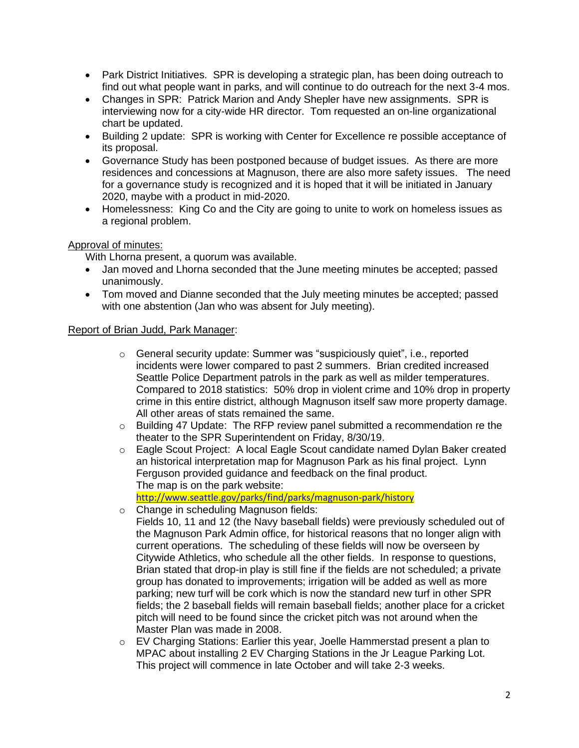- Park District Initiatives. SPR is developing a strategic plan, has been doing outreach to find out what people want in parks, and will continue to do outreach for the next 3-4 mos.
- Changes in SPR: Patrick Marion and Andy Shepler have new assignments. SPR is interviewing now for a city-wide HR director. Tom requested an on-line organizational chart be updated.
- Building 2 update: SPR is working with Center for Excellence re possible acceptance of its proposal.
- Governance Study has been postponed because of budget issues. As there are more residences and concessions at Magnuson, there are also more safety issues. The need for a governance study is recognized and it is hoped that it will be initiated in January 2020, maybe with a product in mid-2020.
- Homelessness: King Co and the City are going to unite to work on homeless issues as a regional problem.

<u>Approval of minutes:</u>

With Lhorna present, a quorum was available.

- Jan moved and Lhorna seconded that the June meeting minutes be accepted; passed unanimously.
- Tom moved and Dianne seconded that the July meeting minutes be accepted; passed with one abstention (Jan who was absent for July meeting).

<u>Report of Brian Judd, Park Manager</u>:

- General security update: Summer was "suspiciously quiet", i.e., reported incidents were lower compared to past 2 summers. Brian credited increased Seattle Police Department patrols in the park as well as milder temperatures. Compared to 2018 statistics: 50% drop in violent crime and 10% drop in property crime in this entire district, although Magnuson itself saw more property damage. All other areas of stats remained the same.
- Building 47 Update: The RFP review panel submitted a recommendation re the theater to the SPR Superintendent on Friday, 8/30/19.
- Eagle Scout Project: A local Eagle Scout candidate named Dylan Baker created an historical interpretation map for Magnuson Park as his final project. Lynn Ferguson provided guidance and feedback on the final product. The map is on the park website: http://www.seattle.gov/parks/find/parks/magnuson-park/history
- Change in scheduling Magnuson fields: Fields 10, 11 and 12 (the Navy baseball fields) were previously scheduled out of the Magnuson Park Admin office, for historical reasons that no longer align with current operations. The scheduling of these fields will now be overseen by Citywide Athletics, who schedule all the other fields. In response to questions, Brian stated that drop-in play is still fine if the fields are not scheduled; a private group has donated to improvements; irrigation will be added as well as more parking; new turf will be cork which is now the standard new turf in other SPR fields; the 2 baseball fields will remain baseball fields; another place for a cricket pitch will need to be found since the cricket pitch was not around when the Master Plan was made in 2008.
- EV Charging Stations: Earlier this year, Joelle Hammerstad present a plan to MPAC about installing 2 EV Charging Stations in the Jr League Parking Lot. This project will commence in late October and will take 2-3 weeks.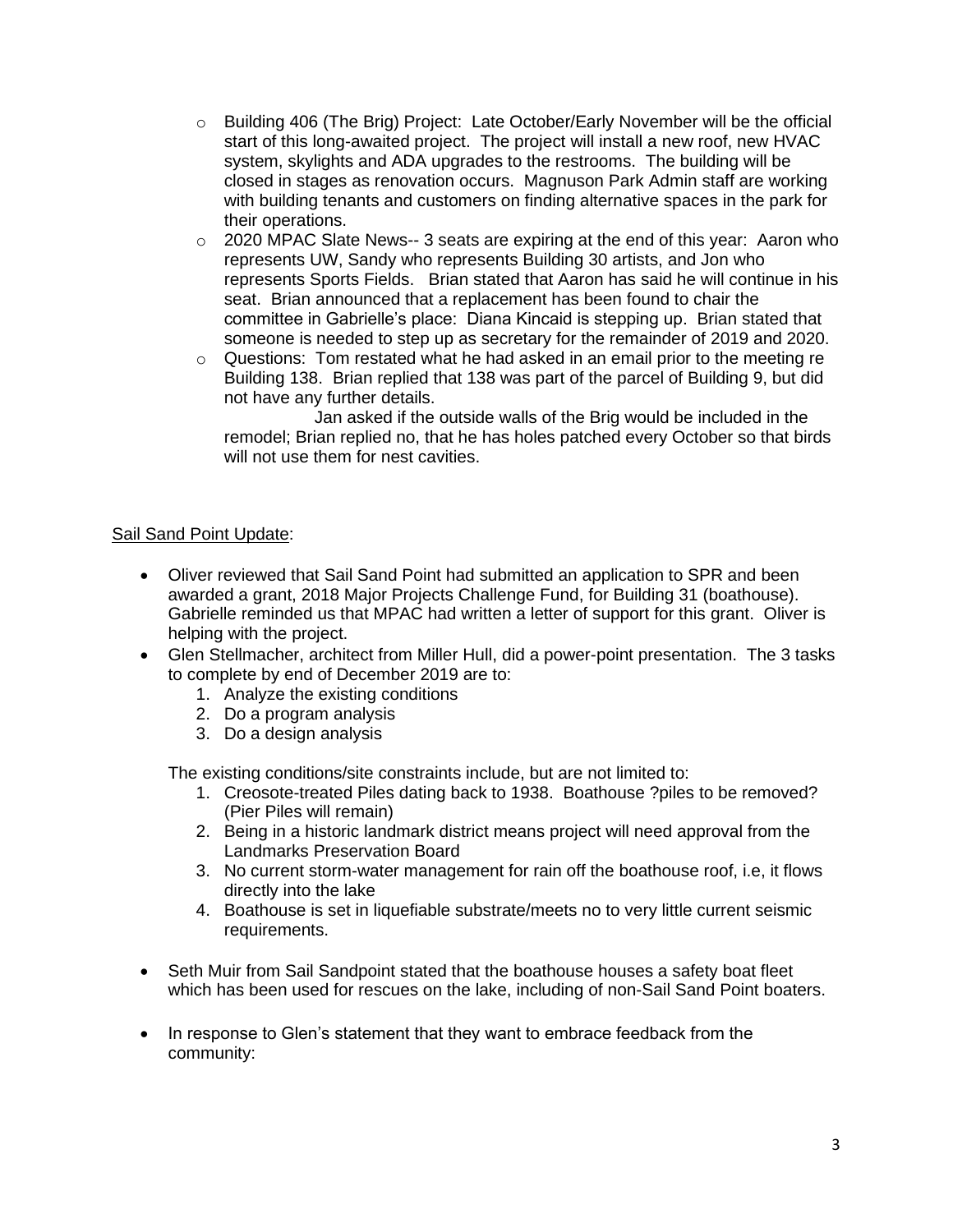- Building 406 (The Brig) Project: Late October/Early November will be the official start of this long-awaited project. The project will install a new roof, new HVAC system, skylights and ADA upgrades to the restrooms. The building will be closed in stages as renovation occurs. Magnuson Park Admin staff are working with building tenants and customers on finding alternative spaces in the park for their operations.
- 2020 MPAC Slate News-- 3 seats are expiring at the end of this year: Aaron who represents UW, Sandy who represents Building 30 artists, and Jon who represents Sports Fields. Brian stated that Aaron has said he will continue in his seat. Brian announced that a replacement has been found to chair the committee in Gabrielle's place: Diana Kincaid is stepping up. Brian stated that someone is needed to step up as secretary for the remainder of 2019 and 2020.
- Questions: Tom restated what he had asked in an email prior to the meeting re Building 138. Brian replied that 138 was part of the parcel of Building 9, but did not have any further details.

  Jan asked if the outside walls of the Brig would be included in the remodel; Brian replied no, that he has holes patched every October so that birds will not use them for nest cavities.

<u>Sail Sand Point Update</u>:

- Oliver reviewed that Sail Sand Point had submitted an application to SPR and been awarded a grant, 2018 Major Projects Challenge Fund, for Building 31 (boathouse). Gabrielle reminded us that MPAC had written a letter of support for this grant. Oliver is helping with the project.
- Glen Stellmacher, architect from Miller Hull, did a power-point presentation. The 3 tasks to complete by end of December 2019 are to:
  1. Analyze the existing conditions
  2. Do a program analysis
  3. Do a design analysis

  The existing conditions/site constraints include, but are not limited to:
  1. Creosote-treated Piles dating back to 1938. Boathouse ?piles to be removed? (Pier Piles will remain)
  2. Being in a historic landmark district means project will need approval from the Landmarks Preservation Board
  3. No current storm-water management for rain off the boathouse roof, i.e, it flows directly into the lake
  4. Boathouse is set in liquefiable substrate/meets no to very little current seismic requirements.

- Seth Muir from Sail Sandpoint stated that the boathouse houses a safety boat fleet which has been used for rescues on the lake, including of non-Sail Sand Point boaters.
- In response to Glen's statement that they want to embrace feedback from the community: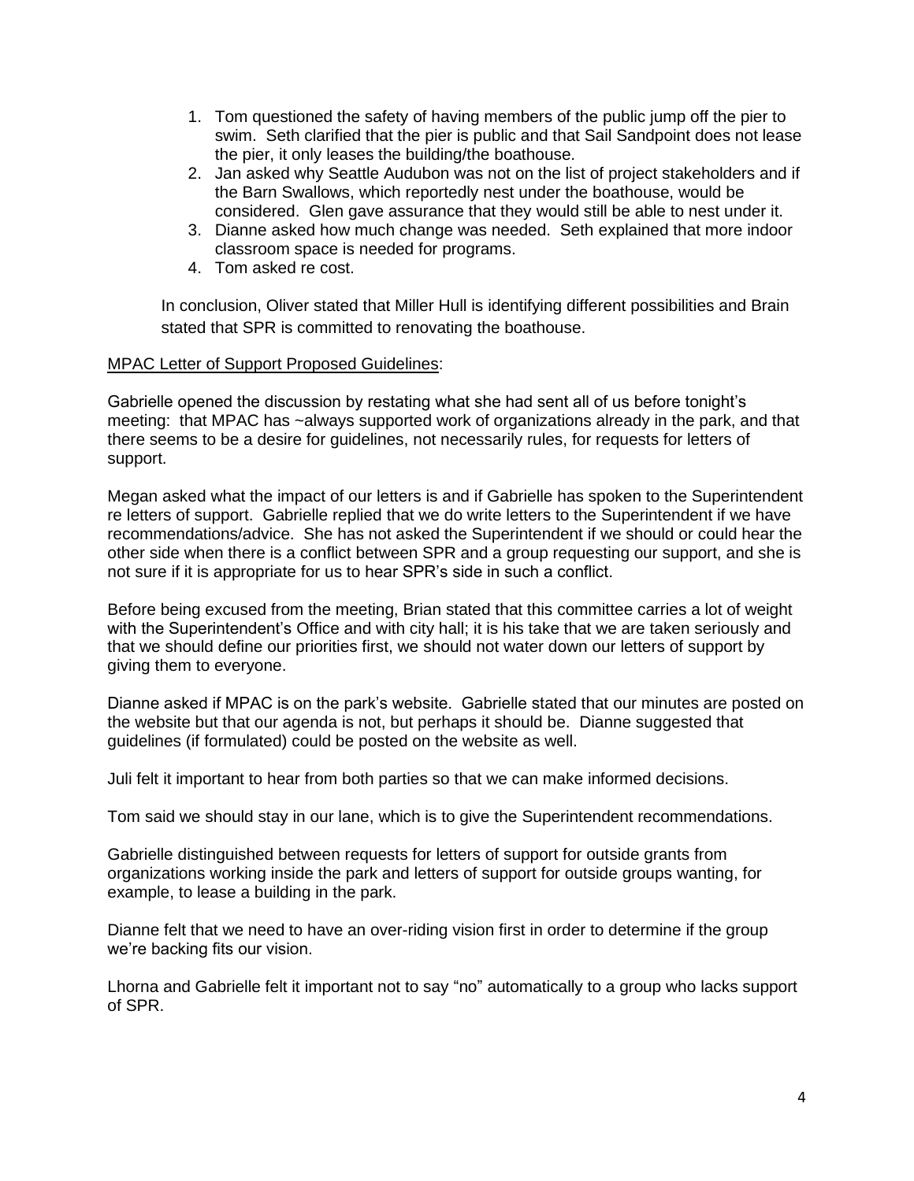1. Tom questioned the safety of having members of the public jump off the pier to swim. Seth clarified that the pier is public and that Sail Sandpoint does not lease the pier, it only leases the building/the boathouse.
2. Jan asked why Seattle Audubon was not on the list of project stakeholders and if the Barn Swallows, which reportedly nest under the boathouse, would be considered. Glen gave assurance that they would still be able to nest under it.
3. Dianne asked how much change was needed. Seth explained that more indoor classroom space is needed for programs.
4. Tom asked re cost.

In conclusion, Oliver stated that Miller Hull is identifying different possibilities and Brain stated that SPR is committed to renovating the boathouse.

<u>MPAC Letter of Support Proposed Guidelines</u>:

Gabrielle opened the discussion by restating what she had sent all of us before tonight's meeting: that MPAC has ~always supported work of organizations already in the park, and that there seems to be a desire for guidelines, not necessarily rules, for requests for letters of support.

Megan asked what the impact of our letters is and if Gabrielle has spoken to the Superintendent re letters of support. Gabrielle replied that we do write letters to the Superintendent if we have recommendations/advice. She has not asked the Superintendent if we should or could hear the other side when there is a conflict between SPR and a group requesting our support, and she is not sure if it is appropriate for us to hear SPR's side in such a conflict.

Before being excused from the meeting, Brian stated that this committee carries a lot of weight with the Superintendent's Office and with city hall; it is his take that we are taken seriously and that we should define our priorities first, we should not water down our letters of support by giving them to everyone.

Dianne asked if MPAC is on the park's website. Gabrielle stated that our minutes are posted on the website but that our agenda is not, but perhaps it should be. Dianne suggested that guidelines (if formulated) could be posted on the website as well.

Juli felt it important to hear from both parties so that we can make informed decisions.

Tom said we should stay in our lane, which is to give the Superintendent recommendations.

Gabrielle distinguished between requests for letters of support for outside grants from organizations working inside the park and letters of support for outside groups wanting, for example, to lease a building in the park.

Dianne felt that we need to have an over-riding vision first in order to determine if the group we're backing fits our vision.

Lhorna and Gabrielle felt it important not to say "no" automatically to a group who lacks support of SPR.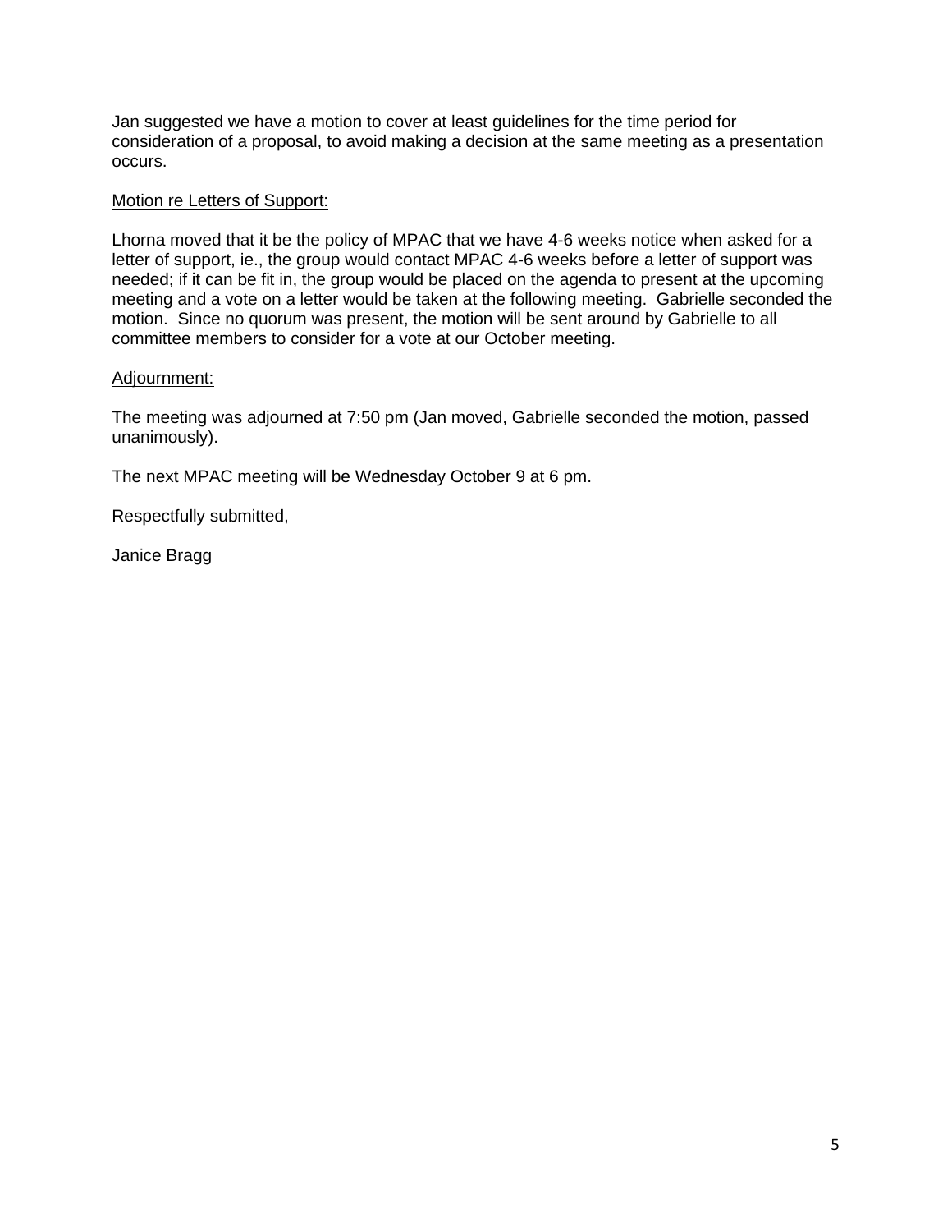Jan suggested we have a motion to cover at least guidelines for the time period for consideration of a proposal, to avoid making a decision at the same meeting as a presentation occurs.

<u>Motion re Letters of Support:</u>

Lhorna moved that it be the policy of MPAC that we have 4-6 weeks notice when asked for a letter of support, ie., the group would contact MPAC 4-6 weeks before a letter of support was needed; if it can be fit in, the group would be placed on the agenda to present at the upcoming meeting and a vote on a letter would be taken at the following meeting.  Gabrielle seconded the motion.  Since no quorum was present, the motion will be sent around by Gabrielle to all committee members to consider for a vote at our October meeting.

<u>Adjournment:</u>

The meeting was adjourned at 7:50 pm (Jan moved, Gabrielle seconded the motion, passed unanimously).

The next MPAC meeting will be Wednesday October 9 at 6 pm.

Respectfully submitted,

Janice Bragg